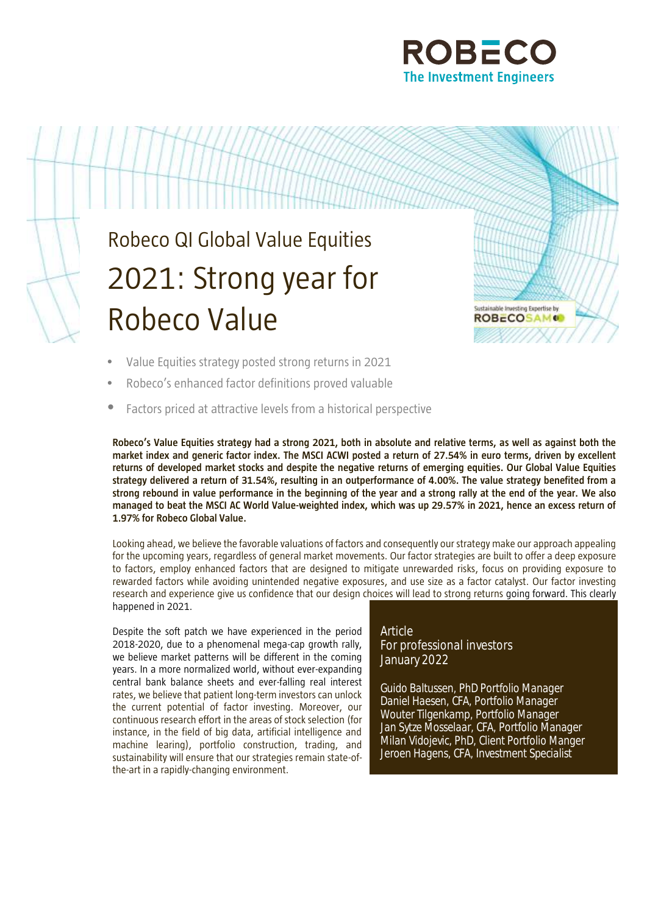# Robeco QI Global Value Equities

# 2021: Strong year for Robeco Value

- Value Equities strategy posted strong returns in 2021
- Robeco's enhanced factor definitions proved valuable
- Factors priced at attractive levels from a historical perspective

**Robeco's Value Equities strategy had a strong 2021, both in absolute and relative terms, as well as against both the market index and generic factor index. The MSCI ACWI posted a return of 27.54% in euro terms, driven by excellent returns of developed market stocks and despite the negative returns of emerging equities. Our Global Value Equities strategy delivered a return of 31.54%, resulting in an outperformance of 4.00%. The value strategy benefited from a strong rebound in value performance in the beginning of the year and a strong rally at the end of the year. We also managed to beat the MSCI AC World Value-weighted index, which was up 29.57% in 2021, hence an excess return of 1.97% for Robeco Global Value.**

Looking ahead, we believe the favorable valuations of factors and consequently our strategy make our approach appealing for the upcoming years, regardless of general market movements. Our factor strategies are built to offer a deep exposure to factors, employ enhanced factors that are designed to mitigate unrewarded risks, focus on providing exposure to rewarded factors while avoiding unintended negative exposures, and use size as a factor catalyst. Our factor investing research and experience give us confidence that our design choices will lead to strong returns going forward. This clearly happened in 2021.

Despite the soft patch we have experienced in the period 2018-2020, due to a phenomenal mega-cap growth rally, we believe market patterns will be different in the coming years. In a more normalized world, without ever-expanding central bank balance sheets and ever-falling real interest rates, we believe that patient long-term investors can unlock the current potential of factor investing. Moreover, our continuous research effort in the areas of stock selection (for instance, in the field of big data, artificial intelligence and machine learing), portfolio construction, trading, and sustainability will ensure that our strategies remain state-of-the-art in a rapidly-changing environment.

Article
For professional investors
January 2022

Guido Baltussen, PhD Portfolio Manager
Daniel Haesen, CFA, Portfolio Manager
Wouter Tilgenkamp, Portfolio Manager
Jan Sytze Mosselaar, CFA, Portfolio Manager
Milan Vidojevic, PhD, Client Portfolio Manger
Jeroen Hagens, CFA, Investment Specialist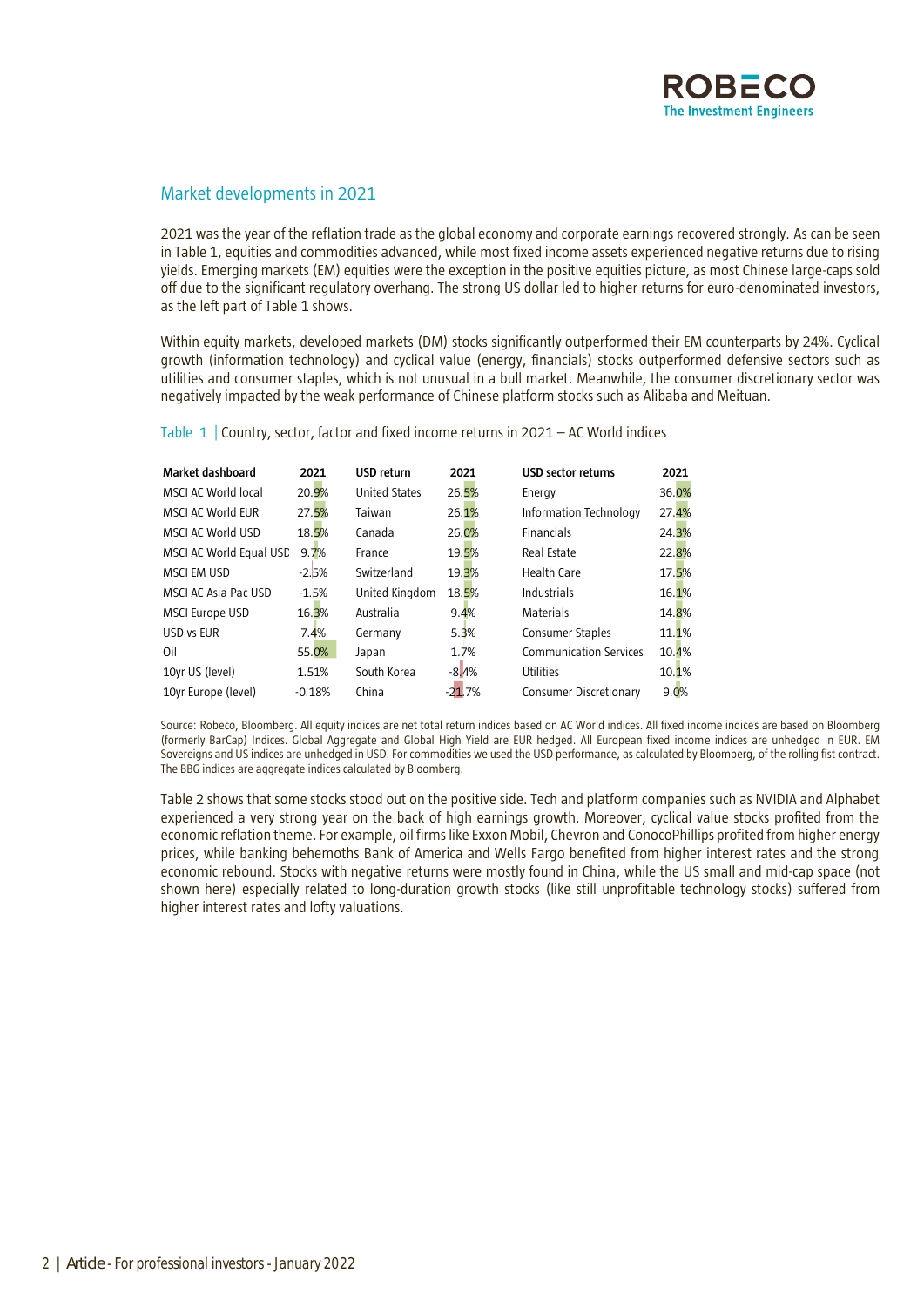## Market developments in 2021

2021 was the year of the reflation trade as the global economy and corporate earnings recovered strongly. As can be seen in Table 1, equities and commodities advanced, while most fixed income assets experienced negative returns due to rising yields. Emerging markets (EM) equities were the exception in the positive equities picture, as most Chinese large-caps sold off due to the significant regulatory overhang. The strong US dollar led to higher returns for euro-denominated investors, as the left part of Table 1 shows.

Within equity markets, developed markets (DM) stocks significantly outperformed their EM counterparts by 24%. Cyclical growth (information technology) and cyclical value (energy, financials) stocks outperformed defensive sectors such as utilities and consumer staples, which is not unusual in a bull market. Meanwhile, the consumer discretionary sector was negatively impacted by the weak performance of Chinese platform stocks such as Alibaba and Meituan.

Table 1 | Country, sector, factor and fixed income returns in 2021 – AC World indices

| Market dashboard | 2021 | USD return | 2021 | USD sector returns | 2021 |
|---|---|---|---|---|---|
| MSCI AC World local | 20.9% | United States | 26.5% | Energy | 36.0% |
| MSCI AC World EUR | 27.5% | Taiwan | 26.1% | Information Technology | 27.4% |
| MSCI AC World USD | 18.5% | Canada | 26.0% | Financials | 24.3% |
| MSCI AC World Equal USD | 9.7% | France | 19.5% | Real Estate | 22.8% |
| MSCI EM USD | -2.5% | Switzerland | 19.3% | Health Care | 17.5% |
| MSCI AC Asia Pac USD | -1.5% | United Kingdom | 18.5% | Industrials | 16.1% |
| MSCI Europe USD | 16.3% | Australia | 9.4% | Materials | 14.8% |
| USD vs EUR | 7.4% | Germany | 5.3% | Consumer Staples | 11.1% |
| Oil | 55.0% | Japan | 1.7% | Communication Services | 10.4% |
| 10yr US (level) | 1.51% | South Korea | -8.4% | Utilities | 10.1% |
| 10yr Europe (level) | -0.18% | China | -21.7% | Consumer Discretionary | 9.0% |

Source: Robeco, Bloomberg. All equity indices are net total return indices based on AC World indices. All fixed income indices are based on Bloomberg (formerly BarCap) Indices. Global Aggregate and Global High Yield are EUR hedged. All European fixed income indices are unhedged in EUR. EM Sovereigns and US indices are unhedged in USD. For commodities we used the USD performance, as calculated by Bloomberg, of the rolling fist contract. The BBG indices are aggregate indices calculated by Bloomberg.

Table 2 shows that some stocks stood out on the positive side. Tech and platform companies such as NVIDIA and Alphabet experienced a very strong year on the back of high earnings growth. Moreover, cyclical value stocks profited from the economic reflation theme. For example, oil firms like Exxon Mobil, Chevron and ConocoPhillips profited from higher energy prices, while banking behemoths Bank of America and Wells Fargo benefited from higher interest rates and the strong economic rebound. Stocks with negative returns were mostly found in China, while the US small and mid-cap space (not shown here) especially related to long-duration growth stocks (like still unprofitable technology stocks) suffered from higher interest rates and lofty valuations.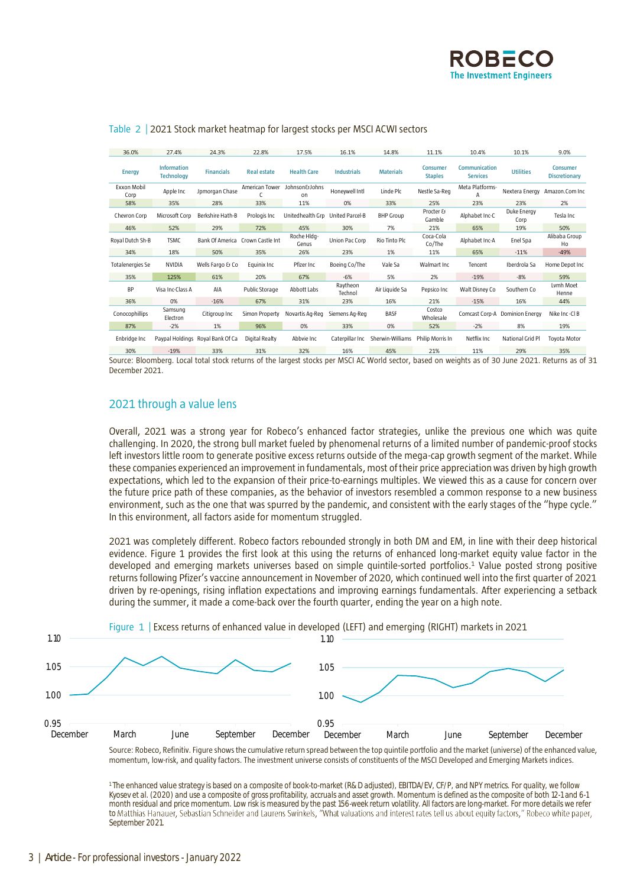Table 2 | 2021 Stock market heatmap for largest stocks per MSCI ACWI sectors

| 36.0% | 27.4% | 24.3% | 22.8% | 17.5% | 16.1% | 14.8% | 11.1% | 10.4% | 10.1% | 9.0% |
|---|---|---|---|---|---|---|---|---|---|---|
| Energy | Information Technology | Financials | Real estate | Health Care | Industrials | Materials | Consumer Staples | Communication Services | Utilities | Consumer Discretionary |
| Exxon Mobil Corp | Apple Inc | Jpmorgan Chase | American Tower C | Johnson&Johnson | Honeywell Intl | Linde Plc | Nestle Sa-Reg | Meta Platforms-A | Nextera Energy | Amazon.Com Inc |
| 58% | 35% | 28% | 33% | 11% | 0% | 33% | 25% | 23% | 23% | 2% |
| Chevron Corp | Microsoft Corp | Berkshire Hath-B | Prologis Inc | Unitedhealth Grp | United Parcel-B | BHP Group | Procter & Gamble | Alphabet Inc-C | Duke Energy Corp | Tesla Inc |
| 46% | 52% | 29% | 72% | 45% | 30% | 7% | 21% | 65% | 19% | 50% |
| Royal Dutch Sh-B | TSMC | Bank Of America | Crown Castle Int | Roche Hldg-Genus | Union Pac Corp | Rio Tinto Plc | Coca-Cola Co/The | Alphabet Inc-A | Enel Spa | Alibaba Group Ho |
| 34% | 18% | 50% | 35% | 26% | 23% | 1% | 11% | 65% | -11% | -49% |
| Totalenergies Se | NVIDIA | Wells Fargo & Co | Equinix Inc | Pfizer Inc | Boeing Co/The | Vale Sa | Walmart Inc | Tencent | Iberdrola Sa | Home Depot Inc |
| 35% | 125% | 61% | 20% | 67% | -6% | 5% | 2% | -19% | -8% | 59% |
| BP | Visa Inc-Class A | AIA | Public Storage | Abbott Labs | Raytheon Technol | Air Liquide Sa | Pepsico Inc | Walt Disney Co | Southern Co | Lvmh Moet Henne |
| 36% | 0% | -16% | 67% | 31% | 23% | 16% | 21% | -15% | 16% | 44% |
| Conocophillips | Samsung Electron | Citigroup Inc | Simon Property | Novartis Ag-Reg | Siemens Ag-Reg | BASF | Costco Wholesale | Comcast Corp-A | Dominion Energy | Nike Inc -Cl B |
| 87% | -2% | 1% | 96% | 0% | 33% | 0% | 52% | -2% | 8% | 19% |
| Enbridge Inc | Paypal Holdings | Royal Bank Of Ca | Digital Realty | Abbvie Inc | Caterpillar Inc | Sherwin-Williams | Philip Morris In | Netflix Inc | National Grid Pl | Toyota Motor |
| 30% | -19% | 33% | 31% | 32% | 16% | 45% | 21% | 11% | 29% | 35% |

Source: Bloomberg. Local total stock returns of the largest stocks per MSCI AC World sector, based on weights as of 30 June 2021. Returns as of 31 December 2021.

## 2021 through a value lens

Overall, 2021 was a strong year for Robeco's enhanced factor strategies, unlike the previous one which was quite challenging. In 2020, the strong bull market fueled by phenomenal returns of a limited number of pandemic-proof stocks left investors little room to generate positive excess returns outside of the mega-cap growth segment of the market. While these companies experienced an improvement in fundamentals, most of their price appreciation was driven by high growth expectations, which led to the expansion of their price-to-earnings multiples. We viewed this as a cause for concern over the future price path of these companies, as the behavior of investors resembled a common response to a new business environment, such as the one that was spurred by the pandemic, and consistent with the early stages of the "hype cycle." In this environment, all factors aside for momentum struggled.

2021 was completely different. Robeco factors rebounded strongly in both DM and EM, in line with their deep historical evidence. Figure 1 provides the first look at this using the returns of enhanced long-market equity value factor in the developed and emerging markets universes based on simple quintile-sorted portfolios.[1] Value posted strong positive returns following Pfizer's vaccine announcement in November of 2020, which continued well into the first quarter of 2021 driven by re-openings, rising inflation expectations and improving earnings fundamentals. After experiencing a setback during the summer, it made a come-back over the fourth quarter, ending the year on a high note.

Figure 1 | Excess returns of enhanced value in developed (LEFT) and emerging (RIGHT) markets in 2021

Source: Robeco, Refinitiv. Figure shows the cumulative return spread between the top quintile portfolio and the market (universe) of the enhanced value, momentum, low-risk, and quality factors. The investment universe consists of constituents of the MSCI Developed and Emerging Markets indices.

[1] The enhanced value strategy is based on a composite of book-to-market (R&D adjusted), EBITDA/EV, CF/P, and NPY metrics. For quality, we follow Kyosev et al. (2020) and use a composite of gross profitability, accruals and asset growth. Momentum is defined as the composite of both 12-1 and 6-1 month residual and price momentum. Low risk is measured by the past 156-week return volatility. All factors are long-market. For more details we refer to Matthias Hanauer, Sebastian Schneider and Laurens Swinkels, "What valuations and interest rates tell us about equity factors," Robeco white paper, September 2021.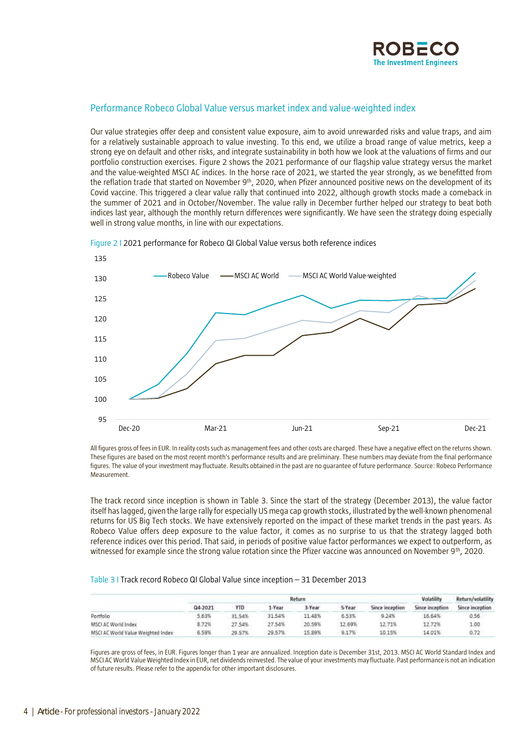## Performance Robeco Global Value versus market index and value-weighted index

Our value strategies offer deep and consistent value exposure, aim to avoid unrewarded risks and value traps, and aim for a relatively sustainable approach to value investing. To this end, we utilize a broad range of value metrics, keep a strong eye on default and other risks, and integrate sustainability in both how we look at the valuations of firms and our portfolio construction exercises. Figure 2 shows the 2021 performance of our flagship value strategy versus the market and the value-weighted MSCI AC indices. In the horse race of 2021, we started the year strongly, as we benefitted from the reflation trade that started on November 9th, 2020, when Pfizer announced positive news on the development of its Covid vaccine. This triggered a clear value rally that continued into 2022, although growth stocks made a comeback in the summer of 2021 and in October/November. The value rally in December further helped our strategy to beat both indices last year, although the monthly return differences were significantly. We have seen the strategy doing especially well in strong value months, in line with our expectations.

Figure 2 | 2021 performance for Robeco QI Global Value versus both reference indices

All figures gross of fees in EUR. In reality costs such as management fees and other costs are charged. These have a negative effect on the returns shown. These figures are based on the most recent month's performance results and are preliminary. These numbers may deviate from the final performance figures. The value of your investment may fluctuate. Results obtained in the past are no guarantee of future performance. Source: Robeco Performance Measurement.

The track record since inception is shown in Table 3. Since the start of the strategy (December 2013), the value factor itself has lagged, given the large rally for especially US mega cap growth stocks, illustrated by the well-known phenomenal returns for US Big Tech stocks. We have extensively reported on the impact of these market trends in the past years. As Robeco Value offers deep exposure to the value factor, it comes as no surprise to us that the strategy lagged both reference indices over this period. That said, in periods of positive value factor performances we expect to outperform, as witnessed for example since the strong value rotation since the Pfizer vaccine was announced on November 9th, 2020.

Table 3 | Track record Robeco QI Global Value since inception – 31 December 2013

| | Return | | | | | | Volatility | Return/volatility |
|---|---|---|---|---|---|---|---|---|
| | Q4-2021 | YTD | 1-Year | 3-Year | 5-Year | Since inception | Since inception | Since inception |
| Portfolio | 5.63% | 31.54% | 31.54% | 11.48% | 6.53% | 9.24% | 16.64% | 0.56 |
| MSCI AC World Index | 8.72% | 27.54% | 27.54% | 20.59% | 12.69% | 12.71% | 12.72% | 1.00 |
| MSCI AC World Value Weighted Index | 6.59% | 29.57% | 29.57% | 15.89% | 9.17% | 10.15% | 14.01% | 0.72 |

Figures are gross of fees, in EUR. Figures longer than 1 year are annualized. Inception date is December 31st, 2013. MSCI AC World Standard Index and MSCI AC World Value Weighted Index in EUR, net dividends reinvested. The value of your investments may fluctuate. Past performance is not an indication of future results. Please refer to the appendix for other important disclosures.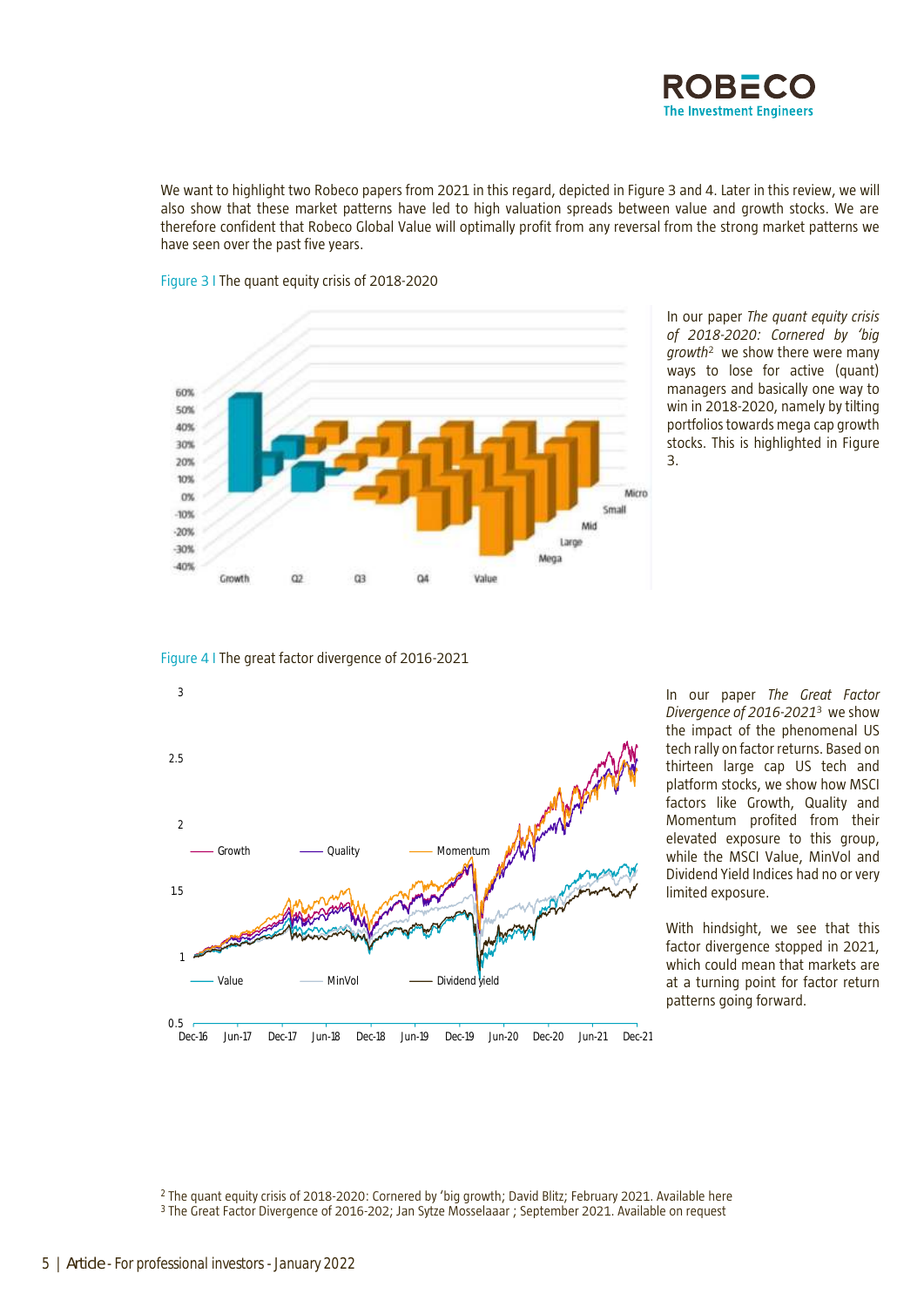We want to highlight two Robeco papers from 2021 in this regard, depicted in Figure 3 and 4. Later in this review, we will also show that these market patterns have led to high valuation spreads between value and growth stocks. We are therefore confident that Robeco Global Value will optimally profit from any reversal from the strong market patterns we have seen over the past five years.

Figure 3 I The quant equity crisis of 2018-2020

In our paper *The quant equity crisis of 2018-2020: Cornered by 'big growth*[2] we show there were many ways to lose for active (quant) managers and basically one way to win in 2018-2020, namely by tilting portfolios towards mega cap growth stocks. This is highlighted in Figure 3.

Figure 4 I The great factor divergence of 2016-2021

In our paper *The Great Factor Divergence of 2016-2021*[3] we show the impact of the phenomenal US tech rally on factor returns. Based on thirteen large cap US tech and platform stocks, we show how MSCI factors like Growth, Quality and Momentum profited from their elevated exposure to this group, while the MSCI Value, MinVol and Dividend Yield Indices had no or very limited exposure.

With hindsight, we see that this factor divergence stopped in 2021, which could mean that markets are at a turning point for factor return patterns going forward.

[2] The quant equity crisis of 2018-2020: Cornered by 'big growth; David Blitz; February 2021. Available here
[3] The Great Factor Divergence of 2016-202; Jan Sytze Mosselaaar ; September 2021. Available on request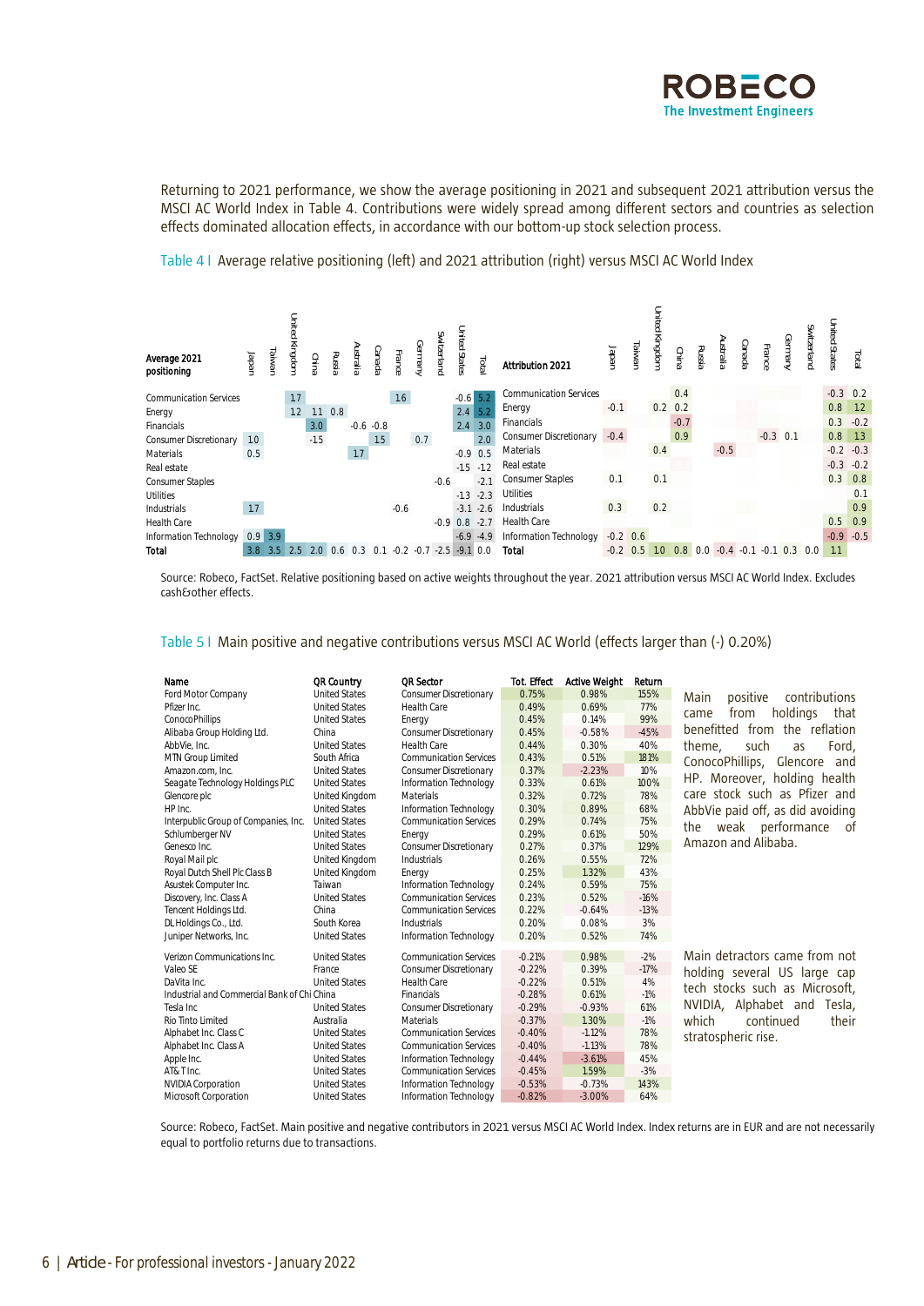Returning to 2021 performance, we show the average positioning in 2021 and subsequent 2021 attribution versus the MSCI AC World Index in Table 4. Contributions were widely spread among different sectors and countries as selection effects dominated allocation effects, in accordance with our bottom-up stock selection process.

Table 4 I Average relative positioning (left) and 2021 attribution (right) versus MSCI AC World Index

| **Average 2021 positioning** | Japan | Taiwan | United Kingdom | China | Russia | Australia | Canada | France | Germany | Switzerland | United States | Total |
|---|---|---|---|---|---|---|---|---|---|---|---|---|
| Communication Services | | | 1.7 | | | | | 1.6 | | | -0.6 | 5.2 |
| Energy | | | 1.2 | 1.1 | 0.8 | | | | | | 2.4 | 5.2 |
| Financials | | | | 3.0 | | -0.6 | -0.8 | | | | 2.4 | 3.0 |
| Consumer Discretionary | 1.0 | | | -1.5 | | | 1.5 | | 0.7 | | | 2.0 |
| Materials | 0.5 | | | | | 1.7 | | | | | -0.9 | 0.5 |
| Real estate | | | | | | | | | | | -1.5 | -1.2 |
| Consumer Staples | | | | | | | | | | -0.6 | | -2.1 |
| Utilities | | | | | | | | | | | -1.3 | -2.3 |
| Industrials | 1.7 | | | | | | | -0.6 | | | -3.1 | -2.6 |
| Health Care | | | | | | | | | | -0.9 | 0.8 | -2.7 |
| Information Technology | 0.9 | 3.9 | | | | | | | | | -6.9 | -4.9 |
| **Total** | 3.8 | 3.5 | 2.5 | 2.0 | 0.6 | 0.3 | 0.1 | -0.2 | -0.7 | -2.5 | -9.1 | 0.0 |

| **Attribution 2021** | Japan | Taiwan | United Kingdom | China | Russia | Australia | Canada | France | Germany | Switzerland | United States | Total |
|---|---|---|---|---|---|---|---|---|---|---|---|---|
| Communication Services | | | | 0.4 | | | | | | | -0.3 | 0.2 |
| Energy | -0.1 | | 0.2 | 0.2 | | | | | | | 0.8 | 1.2 |
| Financials | | | | -0.7 | | | | | | | 0.3 | -0.2 |
| Consumer Discretionary | -0.4 | | | 0.9 | | | | -0.3 | 0.1 | | 0.8 | 1.3 |
| Materials | | | 0.4 | | | -0.5 | | | | | -0.2 | -0.3 |
| Real estate | | | | | | | | | | | -0.3 | -0.2 |
| Consumer Staples | 0.1 | | 0.1 | | | | | | | | 0.3 | 0.8 |
| Utilities | | | | | | | | | | | | 0.1 |
| Industrials | 0.3 | | 0.2 | | | | | | | | | 0.9 |
| Health Care | | | | | | | | | | | 0.5 | 0.9 |
| Information Technology | -0.2 | 0.6 | | | | | | | | | -0.9 | -0.5 |
| **Total** | -0.2 | 0.5 | 1.0 | 0.8 | 0.0 | -0.4 | -0.1 | -0.1 | 0.3 | 0.0 | 1.1 | |

Source: Robeco, FactSet. Relative positioning based on active weights throughout the year. 2021 attribution versus MSCI AC World Index. Excludes cash&other effects.

Table 5 I Main positive and negative contributions versus MSCI AC World (effects larger than (-) 0.20%)

| Name | QR Country | QR Sector | Tot. Effect | Active Weight | Return |
|---|---|---|---|---|---|
| Ford Motor Company | United States | Consumer Discretionary | 0.75% | 0.98% | 155% |
| Pfizer Inc. | United States | Health Care | 0.49% | 0.69% | 77% |
| ConocoPhillips | United States | Energy | 0.45% | 0.14% | 99% |
| Alibaba Group Holding Ltd. | China | Consumer Discretionary | 0.45% | -0.58% | -45% |
| AbbVie, Inc. | United States | Health Care | 0.44% | 0.30% | 40% |
| MTN Group Limited | South Africa | Communication Services | 0.43% | 0.51% | 181% |
| Amazon.com, Inc. | United States | Consumer Discretionary | 0.37% | -2.23% | 10% |
| Seagate Technology Holdings PLC | United States | Information Technology | 0.33% | 0.61% | 100% |
| Glencore plc | United Kingdom | Materials | 0.32% | 0.72% | 78% |
| HP Inc. | United States | Information Technology | 0.30% | 0.89% | 68% |
| Interpublic Group of Companies, Inc. | United States | Communication Services | 0.29% | 0.74% | 75% |
| Schlumberger NV | United States | Energy | 0.29% | 0.61% | 50% |
| Genesco Inc. | United States | Consumer Discretionary | 0.27% | 0.37% | 129% |
| Royal Mail plc | United Kingdom | Industrials | 0.26% | 0.55% | 72% |
| Royal Dutch Shell Plc Class B | United Kingdom | Energy | 0.25% | 1.32% | 43% |
| Asustek Computer Inc. | Taiwan | Information Technology | 0.24% | 0.59% | 75% |
| Discovery, Inc. Class A | United States | Communication Services | 0.23% | 0.52% | -16% |
| Tencent Holdings Ltd. | China | Communication Services | 0.22% | -0.64% | -13% |
| DL Holdings Co., Ltd. | South Korea | Industrials | 0.20% | 0.08% | 3% |
| Juniper Networks, Inc. | United States | Information Technology | 0.20% | 0.52% | 74% |
| Verizon Communications Inc. | United States | Communication Services | -0.21% | 0.98% | -2% |
| Valeo SE | France | Consumer Discretionary | -0.22% | 0.39% | -17% |
| DaVita Inc. | United States | Health Care | -0.22% | 0.51% | 4% |
| Industrial and Commercial Bank of Chi | China | Financials | -0.28% | 0.61% | -1% |
| Tesla Inc | United States | Consumer Discretionary | -0.29% | -0.93% | 61% |
| Rio Tinto Limited | Australia | Materials | -0.37% | 1.30% | -1% |
| Alphabet Inc. Class C | United States | Communication Services | -0.40% | -1.12% | 78% |
| Alphabet Inc. Class A | United States | Communication Services | -0.40% | -1.13% | 78% |
| Apple Inc. | United States | Information Technology | -0.44% | -3.61% | 45% |
| AT&T Inc. | United States | Communication Services | -0.45% | 1.59% | -3% |
| NVIDIA Corporation | United States | Information Technology | -0.53% | -0.73% | 143% |
| Microsoft Corporation | United States | Information Technology | -0.82% | -3.00% | 64% |

Main positive contributions came from holdings that benefitted from the reflation theme, such as Ford, ConocoPhillips, Glencore and HP. Moreover, holding health care stock such as Pfizer and AbbVie paid off, as did avoiding the weak performance of Amazon and Alibaba.

Main detractors came from not holding several US large cap tech stocks such as Microsoft, NVIDIA, Alphabet and Tesla, which continued their stratospheric rise.

Source: Robeco, FactSet. Main positive and negative contributors in 2021 versus MSCI AC World Index. Index returns are in EUR and are not necessarily equal to portfolio returns due to transactions.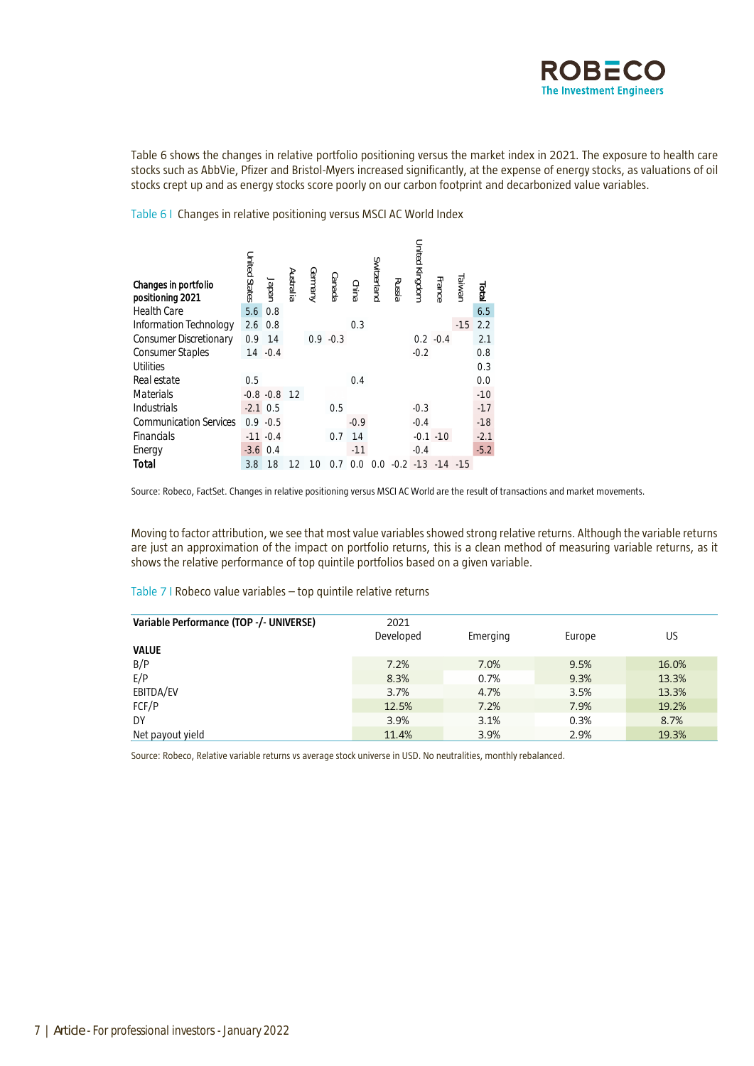Table 6 shows the changes in relative portfolio positioning versus the market index in 2021. The exposure to health care stocks such as AbbVie, Pfizer and Bristol-Myers increased significantly, at the expense of energy stocks, as valuations of oil stocks crept up and as energy stocks score poorly on our carbon footprint and decarbonized value variables.

Table 6 | Changes in relative positioning versus MSCI AC World Index

| Changes in portfolio positioning 2021 | United States | Japan | Australia | Germany | Canada | China | Switzerland | Russia | United Kingdom | France | Taiwan | **Total** |
|---|---|---|---|---|---|---|---|---|---|---|---|---|
| Health Care | 5.6 | 0.8 | | | | | | | | | | 6.5 |
| Information Technology | 2.6 | 0.8 | | | | 0.3 | | | | | -15 | 2.2 |
| Consumer Discretionary | 0.9 | 14 | | 0.9 | -0.3 | | | | 0.2 | -0.4 | | 2.1 |
| Consumer Staples | 14 | -0.4 | | | | | | | -0.2 | | | 0.8 |
| Utilities | | | | | | | | | | | | 0.3 |
| Real estate | 0.5 | | | | | 0.4 | | | | | | 0.0 |
| Materials | -0.8 | -0.8 | 12 | | | | | | | | | -10 |
| Industrials | -2.1 | 0.5 | | | 0.5 | | | | -0.3 | | | -17 |
| Communication Services | 0.9 | -0.5 | | | | -0.9 | | | -0.4 | | | -18 |
| Financials | -11 | -0.4 | | | 0.7 | 14 | | | -0.1 | -10 | | -2.1 |
| Energy | -3.6 | 0.4 | | | | -11 | | | -0.4 | | | -5.2 |
| **Total** | 3.8 | 18 | 12 | 1.0 | 0.7 | 0.0 | 0.0 | -0.2 | -13 | -14 | -15 | |

Source: Robeco, FactSet. Changes in relative positioning versus MSCI AC World are the result of transactions and market movements.

Moving to factor attribution, we see that most value variables showed strong relative returns. Although the variable returns are just an approximation of the impact on portfolio returns, this is a clean method of measuring variable returns, as it shows the relative performance of top quintile portfolios based on a given variable.

Table 7 | Robeco value variables – top quintile relative returns

| Variable Performance (TOP -/- UNIVERSE) | 2021 Developed | Emerging | Europe | US |
|---|---|---|---|---|
| **VALUE** | | | | |
| B/P | 7.2% | 7.0% | 9.5% | 16.0% |
| E/P | 8.3% | 0.7% | 9.3% | 13.3% |
| EBITDA/EV | 3.7% | 4.7% | 3.5% | 13.3% |
| FCF/P | 12.5% | 7.2% | 7.9% | 19.2% |
| DY | 3.9% | 3.1% | 0.3% | 8.7% |
| Net payout yield | 11.4% | 3.9% | 2.9% | 19.3% |

Source: Robeco, Relative variable returns vs average stock universe in USD. No neutralities, monthly rebalanced.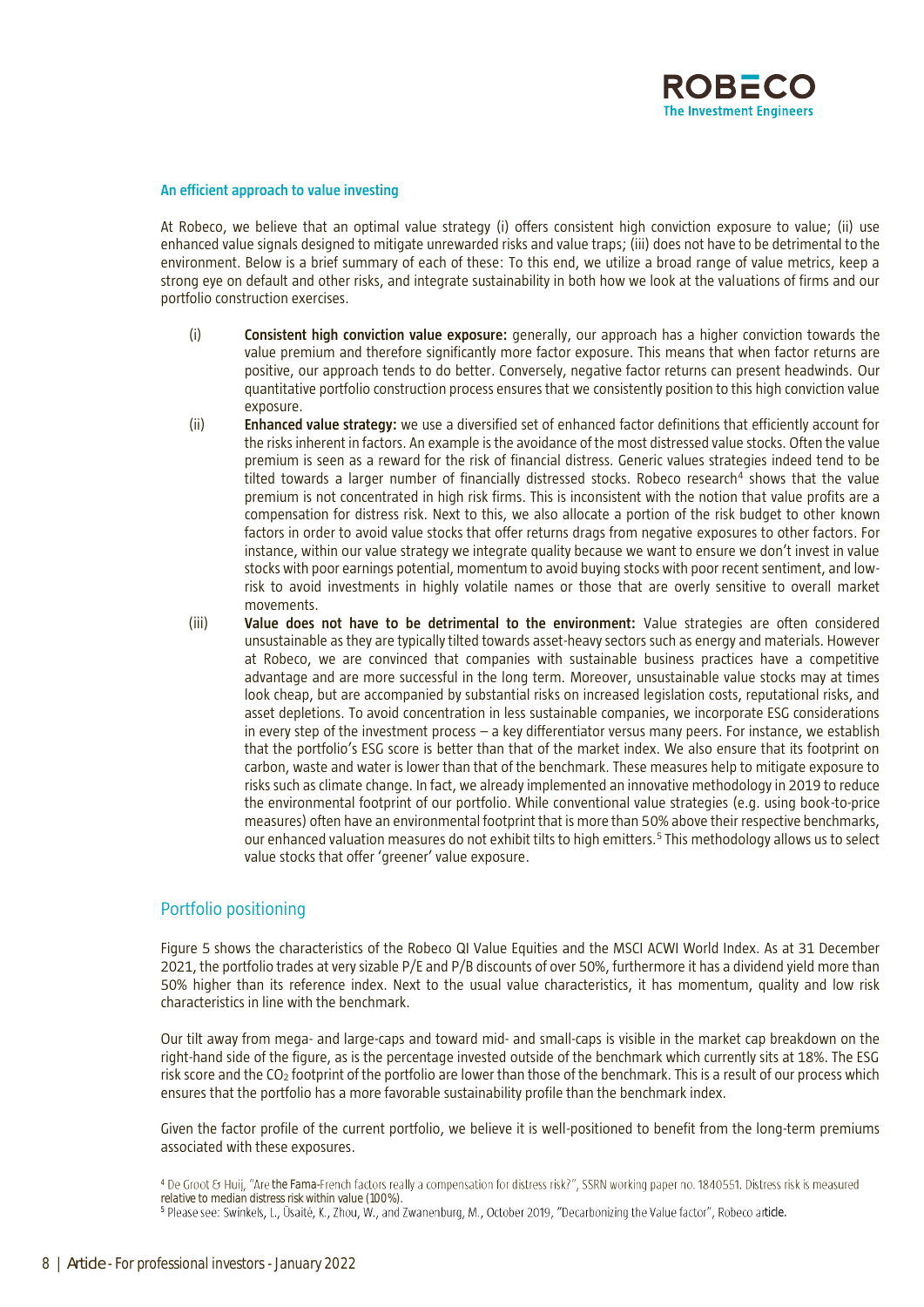### An efficient approach to value investing

At Robeco, we believe that an optimal value strategy (i) offers consistent high conviction exposure to value; (ii) use enhanced value signals designed to mitigate unrewarded risks and value traps; (iii) does not have to be detrimental to the environment. Below is a brief summary of each of these: To this end, we utilize a broad range of value metrics, keep a strong eye on default and other risks, and integrate sustainability in both how we look at the valuations of firms and our portfolio construction exercises.

(i) **Consistent high conviction value exposure:** generally, our approach has a higher conviction towards the value premium and therefore significantly more factor exposure. This means that when factor returns are positive, our approach tends to do better. Conversely, negative factor returns can present headwinds. Our quantitative portfolio construction process ensures that we consistently position to this high conviction value exposure.

(ii) **Enhanced value strategy:** we use a diversified set of enhanced factor definitions that efficiently account for the risks inherent in factors. An example is the avoidance of the most distressed value stocks. Often the value premium is seen as a reward for the risk of financial distress. Generic values strategies indeed tend to be tilted towards a larger number of financially distressed stocks. Robeco research[4] shows that the value premium is not concentrated in high risk firms. This is inconsistent with the notion that value profits are a compensation for distress risk. Next to this, we also allocate a portion of the risk budget to other known factors in order to avoid value stocks that offer returns drags from negative exposures to other factors. For instance, within our value strategy we integrate quality because we want to ensure we don't invest in value stocks with poor earnings potential, momentum to avoid buying stocks with poor recent sentiment, and low-risk to avoid investments in highly volatile names or those that are overly sensitive to overall market movements.

(iii) **Value does not have to be detrimental to the environment:** Value strategies are often considered unsustainable as they are typically tilted towards asset-heavy sectors such as energy and materials. However at Robeco, we are convinced that companies with sustainable business practices have a competitive advantage and are more successful in the long term. Moreover, unsustainable value stocks may at times look cheap, but are accompanied by substantial risks on increased legislation costs, reputational risks, and asset depletions. To avoid concentration in less sustainable companies, we incorporate ESG considerations in every step of the investment process – a key differentiator versus many peers. For instance, we establish that the portfolio's ESG score is better than that of the market index. We also ensure that its footprint on carbon, waste and water is lower than that of the benchmark. These measures help to mitigate exposure to risks such as climate change. In fact, we already implemented an innovative methodology in 2019 to reduce the environmental footprint of our portfolio. While conventional value strategies (e.g. using book-to-price measures) often have an environmental footprint that is more than 50% above their respective benchmarks, our enhanced valuation measures do not exhibit tilts to high emitters.[5] This methodology allows us to select value stocks that offer 'greener' value exposure.

## Portfolio positioning

Figure 5 shows the characteristics of the Robeco QI Value Equities and the MSCI ACWI World Index. As at 31 December 2021, the portfolio trades at very sizable P/E and P/B discounts of over 50%, furthermore it has a dividend yield more than 50% higher than its reference index. Next to the usual value characteristics, it has momentum, quality and low risk characteristics in line with the benchmark.

Our tilt away from mega- and large-caps and toward mid- and small-caps is visible in the market cap breakdown on the right-hand side of the figure, as is the percentage invested outside of the benchmark which currently sits at 18%. The ESG risk score and the $CO_2$ footprint of the portfolio are lower than those of the benchmark. This is a result of our process which ensures that the portfolio has a more favorable sustainability profile than the benchmark index.

Given the factor profile of the current portfolio, we believe it is well-positioned to benefit from the long-term premiums associated with these exposures.

[4] De Groot & Huij, "Are the Fama-French factors really a compensation for distress risk?", SSRN working paper no. 1840551. Distress risk is measured relative to median distress risk within value (100%).

[5] Please see: Swinkels, L., Ūsaitė, K., Zhou, W., and Zwanenburg, M., October 2019, "Decarbonizing the Value factor", Robeco article.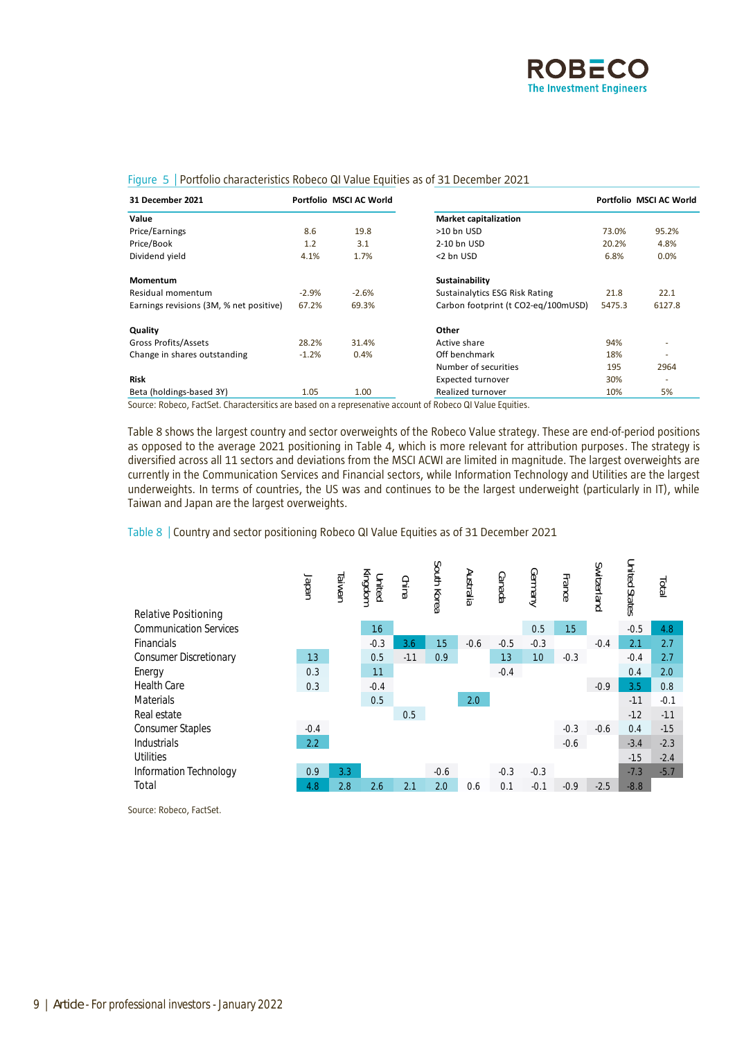Figure 5 | Portfolio characteristics Robeco QI Value Equities as of 31 December 2021

| 31 December 2021 | Portfolio | MSCI AC World |
|---|---|---|
| **Value** | | |
| Price/Earnings | 8.6 | 19.8 |
| Price/Book | 1.2 | 3.1 |
| Dividend yield | 4.1% | 1.7% |
| **Momentum** | | |
| Residual momentum | -2.9% | -2.6% |
| Earnings revisions (3M, % net positive) | 67.2% | 69.3% |
| **Quality** | | |
| Gross Profits/Assets | 28.2% | 31.4% |
| Change in shares outstanding | -1.2% | 0.4% |
| **Risk** | | |
| Beta (holdings-based 3Y) | 1.05 | 1.00 |

| | Portfolio | MSCI AC World |
|---|---|---|
| **Market capitalization** | | |
| >10 bn USD | 73.0% | 95.2% |
| 2-10 bn USD | 20.2% | 4.8% |
| <2 bn USD | 6.8% | 0.0% |
| **Sustainability** | | |
| Sustainalytics ESG Risk Rating | 21.8 | 22.1 |
| Carbon footprint (t CO2-eq/100mUSD) | 5475.3 | 6127.8 |
| **Other** | | |
| Active share | 94% | - |
| Off benchmark | 18% | - |
| Number of securities | 195 | 2964 |
| Expected turnover | 30% | - |
| Realized turnover | 10% | 5% |

Source: Robeco, FactSet. Charactersitics are based on a represenative account of Robeco QI Value Equities.

Table 8 shows the largest country and sector overweights of the Robeco Value strategy. These are end-of-period positions as opposed to the average 2021 positioning in Table 4, which is more relevant for attribution purposes. The strategy is diversified across all 11 sectors and deviations from the MSCI ACWI are limited in magnitude. The largest overweights are currently in the Communication Services and Financial sectors, while Information Technology and Utilities are the largest underweights. In terms of countries, the US was and continues to be the largest underweight (particularly in IT), while Taiwan and Japan are the largest overweights.

Table 8 | Country and sector positioning Robeco QI Value Equities as of 31 December 2021

| Relative Positioning | Japan | Taiwan | United Kingdom | China | South Korea | Australia | Canada | Germany | France | Switzerland | United States | Total |
|---|---|---|---|---|---|---|---|---|---|---|---|---|
| Communication Services | | | 1.6 | | | | | 0.5 | 1.5 | | -0.5 | 4.8 |
| Financials | | | -0.3 | 3.6 | 1.5 | -0.6 | -0.5 | -0.3 | | -0.4 | 2.1 | 2.7 |
| Consumer Discretionary | 1.3 | | 0.5 | -1.1 | 0.9 | | 1.3 | 1.0 | -0.3 | | -0.4 | 2.7 |
| Energy | 0.3 | | 1.1 | | | | -0.4 | | | | 0.4 | 2.0 |
| Health Care | 0.3 | | -0.4 | | | | | | | -0.9 | 3.5 | 0.8 |
| Materials | | | 0.5 | | | 2.0 | | | | | -1.1 | -0.1 |
| Real estate | | | | 0.5 | | | | | | | -1.2 | -1.1 |
| Consumer Staples | -0.4 | | | | | | | | -0.3 | -0.6 | 0.4 | -1.5 |
| Industrials | 2.2 | | | | | | | | -0.6 | | -3.4 | -2.3 |
| Utilities | | | | | | | | | | | -1.5 | -2.4 |
| Information Technology | 0.9 | 3.3 | | | -0.6 | | -0.3 | -0.3 | | | -7.3 | -5.7 |
| Total | 4.8 | 2.8 | 2.6 | 2.1 | 2.0 | 0.6 | 0.1 | -0.1 | -0.9 | -2.5 | -8.8 | |

Source: Robeco, FactSet.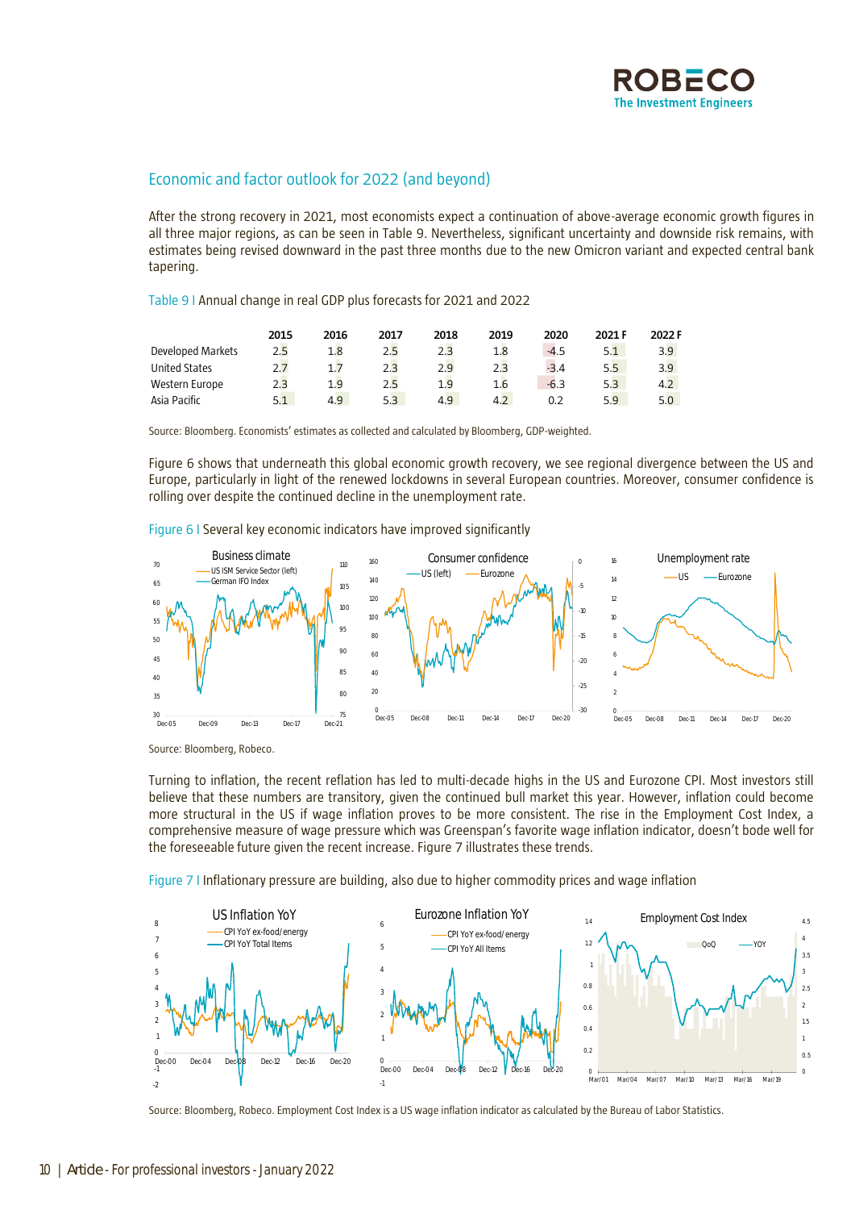## Economic and factor outlook for 2022 (and beyond)

After the strong recovery in 2021, most economists expect a continuation of above-average economic growth figures in all three major regions, as can be seen in Table 9. Nevertheless, significant uncertainty and downside risk remains, with estimates being revised downward in the past three months due to the new Omicron variant and expected central bank tapering.

Table 9 | Annual change in real GDP plus forecasts for 2021 and 2022

| | 2015 | 2016 | 2017 | 2018 | 2019 | 2020 | 2021 F | 2022 F |
|---|---|---|---|---|---|---|---|---|
| Developed Markets | 2.5 | 1.8 | 2.5 | 2.3 | 1.8 | -4.5 | 5.1 | 3.9 |
| United States | 2.7 | 1.7 | 2.3 | 2.9 | 2.3 | -3.4 | 5.5 | 3.9 |
| Western Europe | 2.3 | 1.9 | 2.5 | 1.9 | 1.6 | -6.3 | 5.3 | 4.2 |
| Asia Pacific | 5.1 | 4.9 | 5.3 | 4.9 | 4.2 | 0.2 | 5.9 | 5.0 |

Source: Bloomberg. Economists' estimates as collected and calculated by Bloomberg, GDP-weighted.

Figure 6 shows that underneath this global economic growth recovery, we see regional divergence between the US and Europe, particularly in light of the renewed lockdowns in several European countries. Moreover, consumer confidence is rolling over despite the continued decline in the unemployment rate.

Figure 6 | Several key economic indicators have improved significantly

Source: Bloomberg, Robeco.

Turning to inflation, the recent reflation has led to multi-decade highs in the US and Eurozone CPI. Most investors still believe that these numbers are transitory, given the continued bull market this year. However, inflation could become more structural in the US if wage inflation proves to be more consistent. The rise in the Employment Cost Index, a comprehensive measure of wage pressure which was Greenspan's favorite wage inflation indicator, doesn't bode well for the foreseeable future given the recent increase. Figure 7 illustrates these trends.

Figure 7 | Inflationary pressure are building, also due to higher commodity prices and wage inflation

Source: Bloomberg, Robeco. Employment Cost Index is a US wage inflation indicator as calculated by the Bureau of Labor Statistics.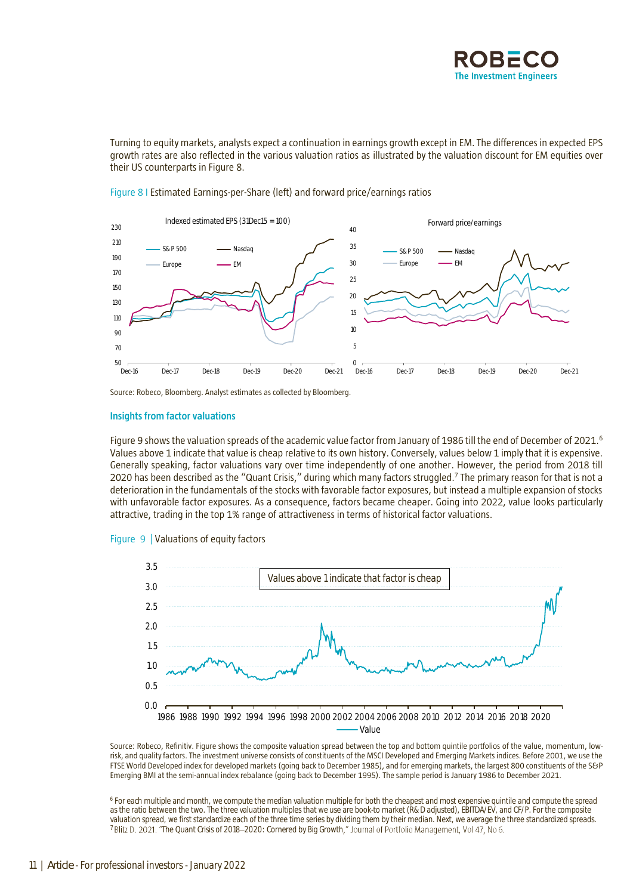Turning to equity markets, analysts expect a continuation in earnings growth except in EM. The differences in expected EPS growth rates are also reflected in the various valuation ratios as illustrated by the valuation discount for EM equities over their US counterparts in Figure 8.

Figure 8 | Estimated Earnings-per-Share (left) and forward price/earnings ratios

Source: Robeco, Bloomberg. Analyst estimates as collected by Bloomberg.

### Insights from factor valuations

Figure 9 shows the valuation spreads of the academic value factor from January of 1986 till the end of December of 2021.[6] Values above 1 indicate that value is cheap relative to its own history. Conversely, values below 1 imply that it is expensive. Generally speaking, factor valuations vary over time independently of one another. However, the period from 2018 till 2020 has been described as the "Quant Crisis," during which many factors struggled.[7] The primary reason for that is not a deterioration in the fundamentals of the stocks with favorable factor exposures, but instead a multiple expansion of stocks with unfavorable factor exposures. As a consequence, factors became cheaper. Going into 2022, value looks particularly attractive, trading in the top 1% range of attractiveness in terms of historical factor valuations.

Figure 9 | Valuations of equity factors

Source: Robeco, Refinitiv. Figure shows the composite valuation spread between the top and bottom quintile portfolios of the value, momentum, low-risk, and quality factors. The investment universe consists of constituents of the MSCI Developed and Emerging Markets indices. Before 2001, we use the FTSE World Developed index for developed markets (going back to December 1985), and for emerging markets, the largest 800 constituents of the S&P Emerging BMI at the semi-annual index rebalance (going back to December 1995). The sample period is January 1986 to December 2021.

[6] For each multiple and month, we compute the median valuation multiple for both the cheapest and most expensive quintile and compute the spread as the ratio between the two. The three valuation multiples that we use are book-to market (R&D adjusted), EBITDA/EV, and CF/P. For the composite valuation spread, we first standardize each of the three time series by dividing them by their median. Next, we average the three standardized spreads.

[7] Blitz D. 2021. "The Quant Crisis of 2018–2020: Cornered by Big Growth," Journal of Portfolio Management, Vol 47, No 6.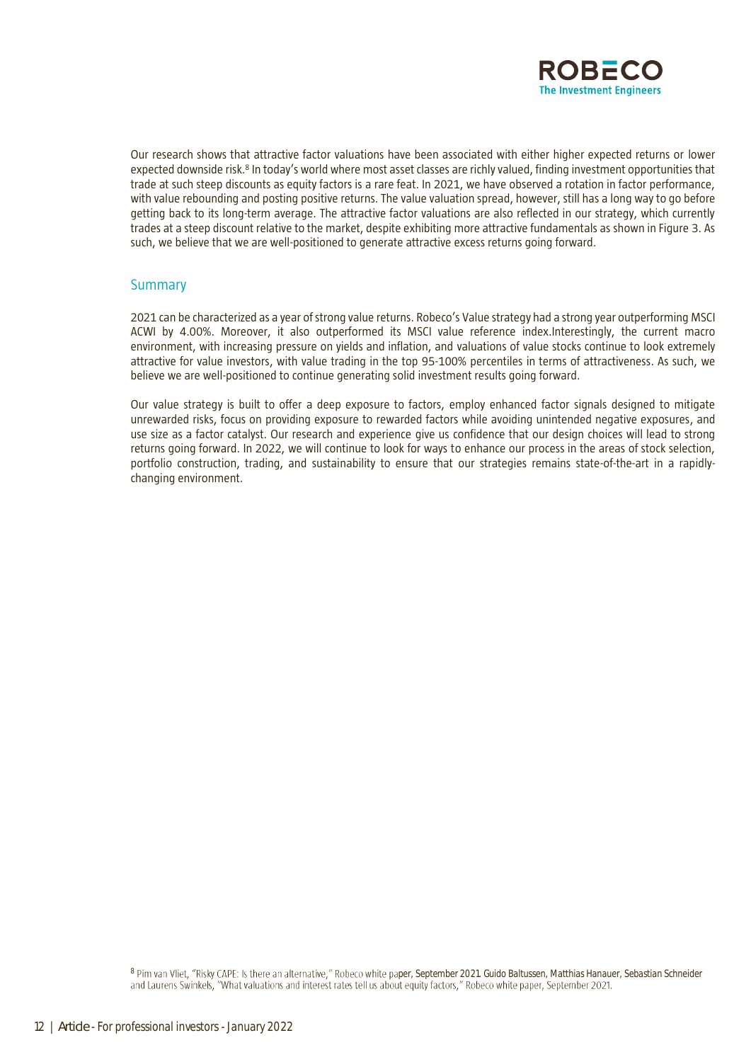Our research shows that attractive factor valuations have been associated with either higher expected returns or lower expected downside risk.[8] In today's world where most asset classes are richly valued, finding investment opportunities that trade at such steep discounts as equity factors is a rare feat. In 2021, we have observed a rotation in factor performance, with value rebounding and posting positive returns. The value valuation spread, however, still has a long way to go before getting back to its long-term average. The attractive factor valuations are also reflected in our strategy, which currently trades at a steep discount relative to the market, despite exhibiting more attractive fundamentals as shown in Figure 3. As such, we believe that we are well-positioned to generate attractive excess returns going forward.

## Summary

2021 can be characterized as a year of strong value returns. Robeco's Value strategy had a strong year outperforming MSCI ACWI by 4.00%. Moreover, it also outperformed its MSCI value reference index.Interestingly, the current macro environment, with increasing pressure on yields and inflation, and valuations of value stocks continue to look extremely attractive for value investors, with value trading in the top 95-100% percentiles in terms of attractiveness. As such, we believe we are well-positioned to continue generating solid investment results going forward.

Our value strategy is built to offer a deep exposure to factors, employ enhanced factor signals designed to mitigate unrewarded risks, focus on providing exposure to rewarded factors while avoiding unintended negative exposures, and use size as a factor catalyst. Our research and experience give us confidence that our design choices will lead to strong returns going forward. In 2022, we will continue to look for ways to enhance our process in the areas of stock selection, portfolio construction, trading, and sustainability to ensure that our strategies remains state-of-the-art in a rapidly-changing environment.

[8] Pim van Vliet, "Risky CAPE: Is there an alternative," Robeco white paper, September 2021. Guido Baltussen, Matthias Hanauer, Sebastian Schneider and Laurens Swinkels, "What valuations and interest rates tell us about equity factors," Robeco white paper, September 2021.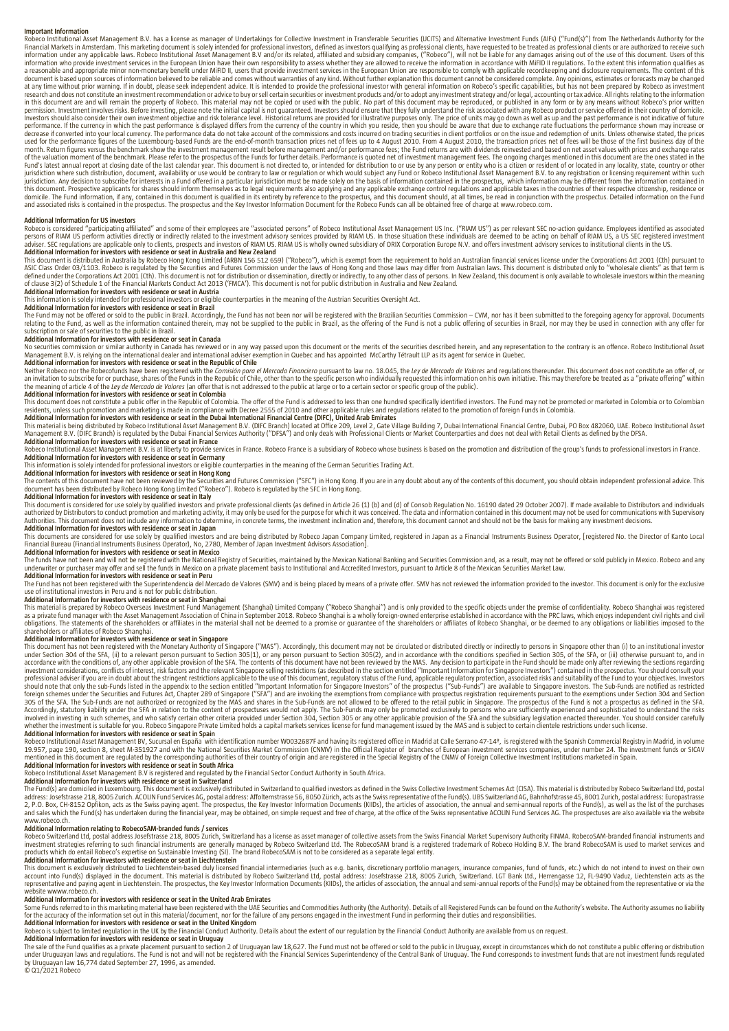#### Important Information

Robeco Institutional Asset Management B.V. has a license as manager of Undertakings for Collective Investment in Transferable Securities (UCITS) and Alternative Investment Funds (AIFs) ("Fund(s)") from The Netherlands Authority for the Financial Markets in Amsterdam. This marketing document is solely intended for professional investors, defined as investors qualifying as professional clients, have requested to be treated as professional clients or are authorized to receive such information under any applicable laws. Robeco Institutional Asset Management B.V and/or its related, affiliated and subsidiary companies, ("Robeco"), will not be liable for any damages arising out of the use of this document. Users of this information who provide investment services in the European Union have their own responsibility to assess whether they are allowed to receive the information in accordance with MiFID II regulations. To the extent this information qualifies as a reasonable and appropriate minor non-monetary benefit under MiFID II, users that provide investment services in the European Union are responsible to comply with applicable recordkeeping and disclosure requirements. The content of this document is based upon sources of information believed to be reliable and comes without warranties of any kind. Without further explanation this document cannot be considered complete. Any opinions, estimates or forecasts may be changed at any time without prior warning. If in doubt, please seek independent advice. It is intended to provide the professional investor with general information on Robeco's specific capabilities, but has not been prepared by Robeco as investment research and does not constitute an investment recommendation or advice to buy or sell certain securities or investment products and/or to adopt any investment strategy and/or legal, accounting or tax advice. All rights relating to the information in this document are and will remain the property of Robeco. This material may not be copied or used with the public. No part of this document may be reproduced, or published in any form or by any means without Robeco's prior written permission. Investment involves risks. Before investing, please note the initial capital is not guaranteed. Investors should ensure that they fully understand the risk associated with any Robeco product or service offered in their country of domicile. Investors should also consider their own investment objective and risk tolerance level. Historical returns are provided for illustrative purposes only. The price of units may go down as well as up and the past performance is not indicative of future performance. If the currency in which the past performance is displayed differs from the currency of the country in which you reside, then you should be aware that due to exchange rate fluctuations the performance shown may increase or decrease if converted into your local currency. The performance data do not take account of the commissions and costs incurred on trading securities in client portfolios or on the issue and redemption of units. Unless otherwise stated, the prices used for the performance figures of the Luxembourg-based Funds are the end-of-month transaction prices net of fees up to 4 August 2010. From 4 August 2010, the transaction prices net of fees will be those of the first business day of the month. Return figures versus the benchmark show the investment management result before management and/or performance fees; the Fund returns are with dividends reinvested and based on net asset values with prices and exchange rates of the valuation moment of the benchmark. Please refer to the prospectus of the Funds for further details. Performance is quoted net of investment management fees. The ongoing charges mentioned in this document are the ones stated in the Fund's latest annual report at closing date of the last calendar year. This document is not directed to, or intended for distribution to or use by any person or entity who is a citizen or resident of or located in any locality, state, country or other jurisdiction where such distribution, document, availability or use would be contrary to law or regulation or which would subject any Fund or Robeco Institutional Asset Management B.V. to any registration or licensing requirement within such jurisdiction. Any decision to subscribe for interests in a Fund offered in a particular jurisdiction must be made solely on the basis of information contained in the prospectus, which information may be different from the information contained in this document. Prospective applicants for shares should inform themselves as to legal requirements also applying and any applicable exchange control regulations and applicable taxes in the countries of their respective citizenship, residence or domicile. The Fund information, if any, contained in this document is qualified in its entirety by reference to the prospectus, and this document should, at all times, be read in conjunction with the prospectus. Detailed information on the Fund and associated risks is contained in the prospectus. The prospectus and the Key Investor Information Document for the Robeco Funds can all be obtained free of charge at www.robeco.com.

#### Additional Information for US investors

Robeco is considered "participating affiliated" and some of their employees are "associated persons" of Robeco Institutional Asset Management US Inc. ("RIAM US") as per relevant SEC no-action guidance. Employees identified as associated persons of RIAM US perform activities directly or indirectly related to the investment advisory services provided by RIAM US. In those situation these individuals are deemed to be acting on behalf of RIAM US, a US SEC registered investment adviser. SEC regulations are applicable only to clients, prospects and investors of RIAM US. RIAM US is wholly owned subsidiary of ORIX Corporation Europe N.V. and offers investment advisory services to institutional clients in the US.

#### Additional Information for investors with residence or seat in Australia and New Zealand

This document is distributed in Australia by Robeco Hong Kong Limited (ARBN 156 512 659) ("Robeco"), which is exempt from the requirement to hold an Australian financial services license under the Corporations Act 2001 (Cth) pursuant to ASIC Class Order 03/1103. Robeco is regulated by the Securities and Futures Commission under the laws of Hong Kong and those laws may differ from Australian laws. This document is distributed only to "wholesale clients" as that term is defined under the Corporations Act 2001 (Cth). This document is not for distribution or dissemination, directly or indirectly, to any other class of persons. In New Zealand, this document is only available to wholesale investors within the meaning of clause 3(2) of Schedule 1 of the Financial Markets Conduct Act 2013 ('FMCA'). This document is not for public distribution in Australia and New Zealand.

#### Additional Information for investors with residence or seat in Austria

This information is solely intended for professional investors or eligible counterparties in the meaning of the Austrian Securities Oversight Act.

#### Additional Information for investors with residence or seat in Brazil

The Fund may not be offered or sold to the public in Brazil. Accordingly, the Fund has not been nor will be registered with the Brazilian Securities Commission – CVM, nor has it been submitted to the foregoing agency for approval. Documents relating to the Fund, as well as the information contained therein, may not be supplied to the public in Brazil, as the offering of the Fund is not a public offering of securities in Brazil, nor may they be used in connection with any offer for subscription or sale of securities to the public in Brazil.

#### Additional Information for investors with residence or seat in Canada

No securities commission or similar authority in Canada has reviewed or in any way passed upon this document or the merits of the securities described herein, and any representation to the contrary is an offence. Robeco Institutional Asset Management B.V. is relying on the international dealer and international adviser exemption in Quebec and has appointed McCarthy Tétrault LLP as its agent for service in Quebec.

#### Additional Information for investors with residence or seat in the Republic of Chile

Neither Robeco nor the Robecofunds have been registered with the *Comisión para el Mercado Financiero* pursuant to law no. 18.045, the *Ley de Mercado de Valores* and regulations thereunder. This document does not constitute an offer of, or an invitation to subscribe for or purchase, shares of the Funds in the Republic of Chile, other than to the specific person who individually requested this information on his own initiative. This may therefore be treated as a "private offering" within the meaning of article 4 of the *Ley de Mercado de Valores* (an offer that is not addressed to the public at large or to a certain sector or specific group of the public).

#### Additional Information for investors with residence or seat in Colombia

This document does not constitute a public offer in the Republic of Colombia. The offer of the Fund is addressed to less than one hundred specifically identified investors. The Fund may not be promoted or marketed in Colombia or to Colombian residents, unless such promotion and marketing is made in compliance with Decree 2555 of 2010 and other applicable rules and regulations related to the promotion of foreign Funds in Colombia.

#### Additional Information for investors with residence or seat in the Dubai International Financial Centre (DIFC), United Arab Emirates

This material is being distributed by Robeco Institutional Asset Management B.V. (DIFC Branch) located at Office 209, Level 2, Gate Village Building 7, Dubai International Financial Centre, Dubai, PO Box 482060, UAE. Robeco Institutional Asset Management B.V. (DIFC Branch) is regulated by the Dubai Financial Services Authority ("DFSA") and only deals with Professional Clients or Market Counterparties and does not deal with Retail Clients as defined by the DFSA.

#### Additional Information for investors with residence or seat in France

Robeco Institutional Asset Management B.V. is at liberty to provide services in France. Robeco France is a subsidiary of Robeco whose business is based on the promotion and distribution of the group's funds to professional investors in France.

#### Additional Information for investors with residence or seat in Germany

This information is solely intended for professional investors or eligible counterparties in the meaning of the German Securities Trading Act.

#### Additional Information for investors with residence or seat in Hong Kong

The contents of this document have not been reviewed by the Securities and Futures Commission ("SFC") in Hong Kong. If you are in any doubt about any of the contents of this document, you should obtain independent professional advice. This document has been distributed by Robeco Hong Kong Limited ("Robeco"). Robeco is regulated by the SFC in Hong Kong.

#### Additional Information for investors with residence or seat in Italy

This document is considered for use solely by qualified investors and private professional clients (as defined in Article 26 (1) (b) and (d) of Consob Regulation No. 16190 dated 29 October 2007). If made available to Distributors and individuals authorized by Distributors to conduct promotion and marketing activity, it may only be used for the purpose for which it was conceived. The data and information contained in this document may not be used for communications with Supervisory Authorities. This document does not include any information to determine, in concrete terms, the investment inclination and, therefore, this document cannot and should not be the basis for making any investment decisions.

#### Additional Information for investors with residence or seat in Japan

This documents are considered for use solely by qualified investors and are being distributed by Robeco Japan Company Limited, registered in Japan as a Financial Instruments Business Operator, [registered No. the Director of Kanto Local Financial Bureau (Financial Instruments Business Operator), No, 2780, Member of Japan Investment Advisors Association].

#### Additional Information for investors with residence or seat in Mexico

The funds have not been and will not be registered with the National Registry of Securities, maintained by the Mexican National Banking and Securities Commission and, as a result, may not be offered or sold publicly in Mexico. Robeco and any underwriter or purchaser may offer and sell the funds in Mexico on a private placement basis to Institutional and Accredited Investors, pursuant to Article 8 of the Mexican Securities Market Law.

#### Additional Information for investors with residence or seat in Peru

The Fund has not been registered with the Superintendencia del Mercado de Valores (SMV) and is being placed by means of a private offer. SMV has not reviewed the information provided to the investor. This document is only for the exclusive use of institutional investors in Peru and is not for public distribution.

#### Additional Information for investors with residence or seat in Shanghai

This material is prepared by Robeco Overseas Investment Fund Management (Shanghai) Limited Company ("Robeco Shanghai") and is only provided to the specific objects under the premise of confidentiality. Robeco Shanghai was registered as a private fund manager with the Asset Management Association of China in September 2018. Robeco Shanghai is a wholly foreign-owned enterprise established in accordance with the PRC laws, which enjoys independent civil rights and civil obligations. The statements of the shareholders or affiliates in the material shall not be deemed to a promise or guarantee of the shareholders or affiliates of Robeco Shanghai, or be deemed to any obligations or liabilities imposed to the shareholders or affiliates of Robeco Shanghai.

#### Additional Information for investors with residence or seat in Singapore

This document has not been registered with the Monetary Authority of Singapore ("MAS"). Accordingly, this document may not be circulated or distributed directly or indirectly to persons in Singapore other than (i) to an institutional investor under Section 304 of the SFA, (ii) to a relevant person pursuant to Section 305(1), or any person pursuant to Section 305(2), and in accordance with the conditions specified in Section 305, of the SFA, or (iii) otherwise pursuant to, and in accordance with the conditions of, any other applicable provision of the SFA. The contents of this document have not been reviewed by the MAS. Any decision to participate in the Fund should be made only after reviewing the sections regarding investment considerations, conflicts of interest, risk factors and the relevant Singapore selling restrictions (as described in the section entitled "Important Information for Singapore Investors") contained in the prospectus. You should consult your professional adviser if you are in doubt about the stringent restrictions applicable to the use of this document, regulatory status of the Fund, applicable regulatory protection, associated risks and suitability of the Fund to your objectives. Investors should note that only the Sub-Funds listed in the appendix to the section entitled "Important Information for Singapore Investors" of the prospectus ("Sub-Funds") are available to Singapore investors. The Sub-Funds are notified as restricted foreign schemes under the Securities and Futures Act, Chapter 289 of Singapore ("SFA") and are invoking the exemptions from compliance with prospectus registration requirements pursuant to the exemptions under Section 304 and Section 305 of the SFA. The Sub-Funds are not authorized or recognized by the MAS and shares in the Sub-Funds are not allowed to be offered to the retail public in Singapore. The prospectus of the Fund is not a prospectus as defined in the SFA. Accordingly, statutory liability under the SFA in relation to the content of prospectuses would not apply. The Sub-Funds may only be promoted exclusively to persons who are sufficiently experienced and sophisticated to understand the risks involved in investing in such schemes, and who satisfy certain other criteria provided under Section 304, Section 305 or any other applicable provision of the SFA and the subsidiary legislation enacted thereunder. You should consider carefully whether the investment is suitable for you. Robeco Singapore Private Limited holds a capital markets services license for fund management issued by the MAS and is subject to certain clientele restrictions under such license.

#### Additional Information for investors with residence or seat in Spain

Robeco Institutional Asset Management B.V, Sucursal en España with identification number W0032687F and having its registered office in Madrid at Calle Serrano 47-14º, is registered with the Spanish Commercial Registry in Madrid, in volume 19.957, page 190, section 8, sheet M-351927 and with the National Securities Market Commission (CNMV) in the Official Register of branches of European investment services companies, under number 24. The investment funds or SICAV mentioned in this document are regulated by the corresponding authorities of their country of origin and are registered in the Special Registry of the CNMV of Foreign Collective Investment Institutions marketed in Spain.

#### Additional Information for investors with residence or seat in South Africa

Robeco Institutional Asset Management B.V is registered and regulated by the Financial Sector Conduct Authority in South Africa.

#### Additional Information for investors with residence or seat in Switzerland

The Fund(s) are domiciled in Luxembourg. This document is exclusively distributed in Switzerland to qualified investors as defined in the Swiss Collective Investment Schemes Act (CISA). This material is distributed by Robeco Switzerland Ltd, postal address: Josefstrasse 218, 8005 Zurich. ACOLIN Fund Services AG, postal address: Affolternstrasse 56, 8050 Zürich, acts as the Swiss representative of the Fund(s). UBS Switzerland AG, Bahnhofstrasse 45, 8001 Zurich, postal address: Europastrasse 2, P.O. Box, CH-8152 Opfikon, acts as the Swiss paying agent. The prospectus, the Key Investor Information Documents (KIIDs), the articles of association, the annual and semi-annual reports of the Fund(s), as well as the list of the purchases and sales which the Fund(s) has undertaken during the financial year, may be obtained, on simple request and free of charge, at the office of the Swiss representative ACOLIN Fund Services AG. The prospectuses are also available via the website www.robeco.ch.

#### Additional Information relating to RobecoSAM-branded funds / services

Robeco Switzerland Ltd, postal address Josefstrasse 218, 8005 Zurich, Switzerland has a license as asset manager of collective assets from the Swiss Financial Market Supervisory Authority FINMA. RobecoSAM-branded financial instruments and investment strategies referring to such financial instruments are generally managed by Robeco Switzerland Ltd. The RobecoSAM brand is a registered trademark of Robeco Holding B.V. The brand RobecoSAM is used to market services and products which do detail Robeco's expertise on Sustainable Investing (SI). The brand RobecoSAM is not to be considered as a separate legal entity.

#### Additional Information for investors with residence or seat in Liechtenstein

This document is exclusively distributed to Liechtenstein-based duly licensed financial intermediaries (such as e.g. banks, discretionary portfolio managers, insurance companies, fund of funds, etc.) which do not intend to invest on their own account into Fund(s) displayed in the document. This material is distributed by Robeco Switzerland Ltd, postal address: Josefstrasse 218, 8005 Zurich, Switzerland. LGT Bank Ltd., Herrengasse 12, FL-9490 Vaduz, Liechtenstein acts as the representative and paying agent in Liechtenstein. The prospectus, the Key Investor Information Documents (KIIDs), the articles of association, the annual and semi-annual reports of the Fund(s) may be obtained from the representative or via the website wwww.robeco.ch.

#### Additional Information for investors with residence or seat in the United Arab Emirates

Some Funds referred to in this marketing material have been registered with the UAE Securities and Commodities Authority (the Authority). Details of all Registered Funds can be found on the Authority's website. The Authority assumes no liability for the accuracy of the information set out in this material/document, nor for the failure of any persons engaged in the investment Fund in performing their duties and responsibilities.

#### Additional Information for investors with residence or seat in the United Kingdom

Robeco is subject to limited regulation in the UK by the Financial Conduct Authority. Details about the extent of our regulation by the Financial Conduct Authority are available from us on request.

#### Additional Information for investors with residence or seat in Uruguay

The sale of the Fund qualifies as a private placement pursuant to section 2 of Uruguayan law 18,627. The Fund must not be offered or sold to the public in Uruguay, except in circumstances which do not constitute a public offering or distribution under Uruguayan laws and regulations. The Fund is not and will not be registered with the Financial Services Superintendency of the Central Bank of Uruguay. The Fund corresponds to investment funds that are not investment funds regulated by Uruguayan law 16,774 dated September 27, 1996, as amended.

© Q1/2021 Robeco